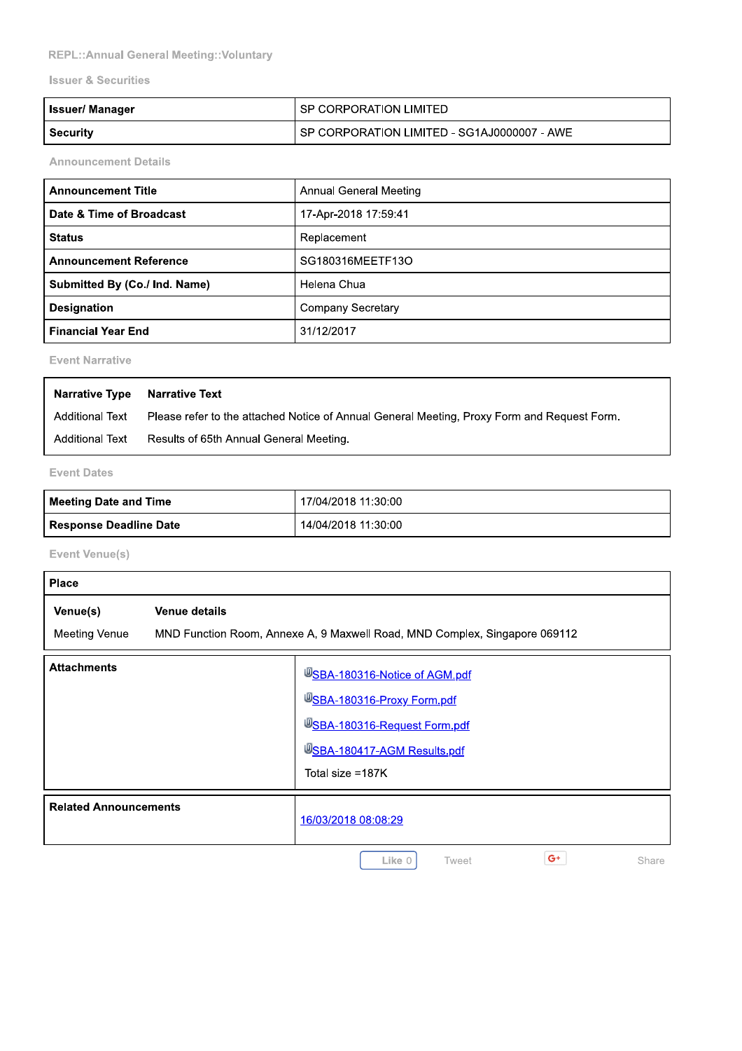REPL::Annual General Meeting::Voluntary

## Issuer & Securities

| Issuer/ Manager | SP CORPORATION LIMITED |
|---|---|
| Security | SP CORPORATION LIMITED - SG1AJ0000007 - AWE |

## Announcement Details

| Announcement Title | Annual General Meeting |
|---|---|
| Date & Time of Broadcast | 17-Apr-2018 17:59:41 |
| Status | Replacement |
| Announcement Reference | SG180316MEETF13O |
| Submitted By (Co./ Ind. Name) | Helena Chua |
| Designation | Company Secretary |
| Financial Year End | 31/12/2017 |

## Event Narrative

| Narrative Type | Narrative Text |
|---|---|
| Additional Text | Please refer to the attached Notice of Annual General Meeting, Proxy Form and Request Form. |
| Additional Text | Results of 65th Annual General Meeting. |

## Event Dates

| Meeting Date and Time | 17/04/2018 11:30:00 |
|---|---|
| Response Deadline Date | 14/04/2018 11:30:00 |

## Event Venue(s)

**Place**

| Venue(s) | Venue details |
|---|---|
| Meeting Venue | MND Function Room, Annexe A, 9 Maxwell Road, MND Complex, Singapore 069112 |

| Attachments | SBA-180316-Notice of AGM.pdf<br>SBA-180316-Proxy Form.pdf<br>SBA-180316-Request Form.pdf<br>SBA-180417-AGM Results.pdf<br>Total size =187K |
|---|---|

| Related Announcements | 16/03/2018 08:08:29 |
|---|---|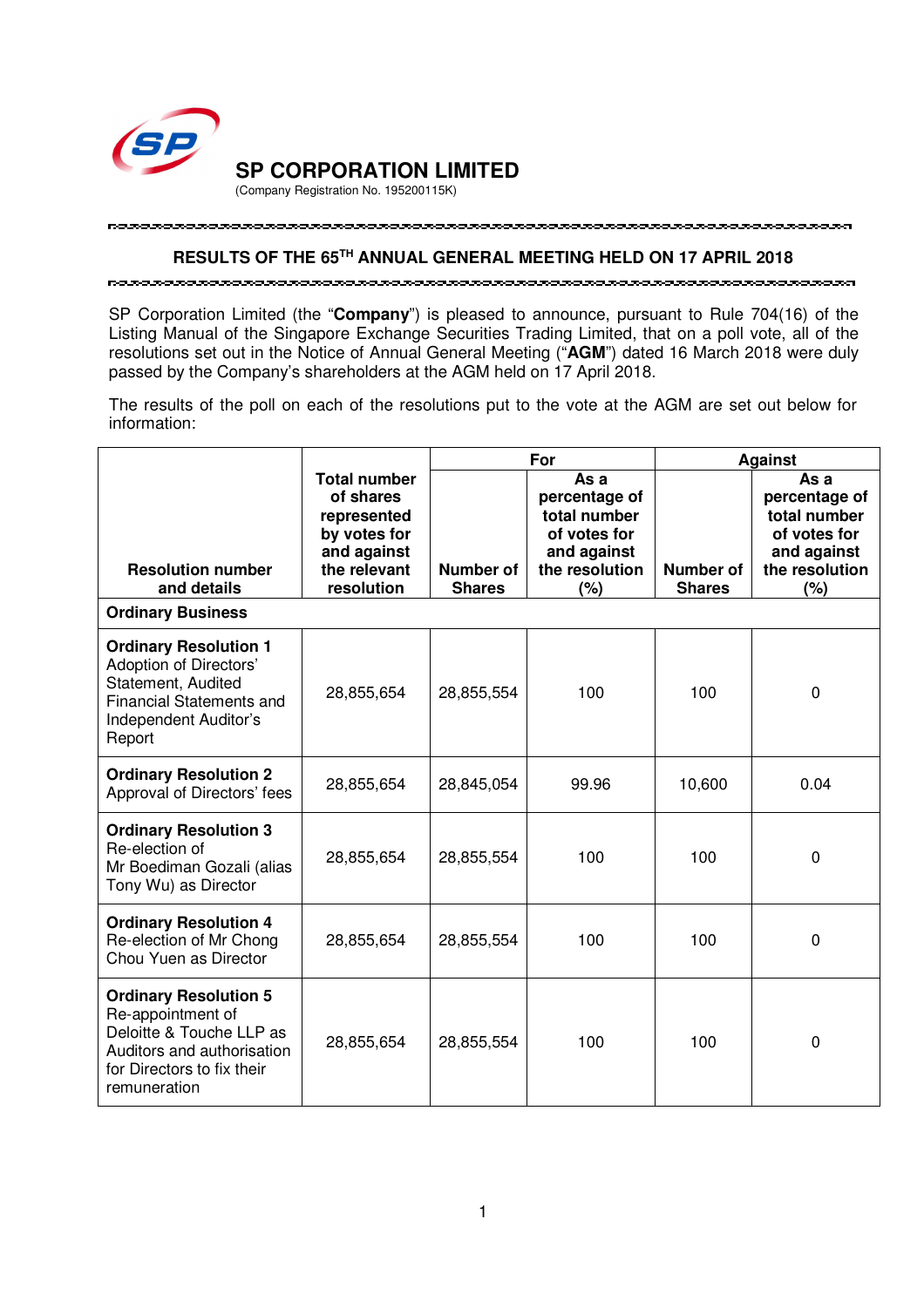**SP CORPORATION LIMITED**

(Company Registration No. 195200115K)

## RESULTS OF THE 65TH ANNUAL GENERAL MEETING HELD ON 17 APRIL 2018

SP Corporation Limited (the "**Company**") is pleased to announce, pursuant to Rule 704(16) of the Listing Manual of the Singapore Exchange Securities Trading Limited, that on a poll vote, all of the resolutions set out in the Notice of Annual General Meeting ("**AGM**") dated 16 March 2018 were duly passed by the Company's shareholders at the AGM held on 17 April 2018.

The results of the poll on each of the resolutions put to the vote at the AGM are set out below for information:

| Resolution number and details | Total number of shares represented by votes for and against the relevant resolution | For | | Against | |
|---|---|---|---|---|---|
| | | Number of Shares | As a percentage of total number of votes for and against the resolution (%) | Number of Shares | As a percentage of total number of votes for and against the resolution (%) |
| **Ordinary Business** | | | | | |
| **Ordinary Resolution 1** Adoption of Directors' Statement, Audited Financial Statements and Independent Auditor's Report | 28,855,654 | 28,855,554 | 100 | 100 | 0 |
| **Ordinary Resolution 2** Approval of Directors' fees | 28,855,654 | 28,845,054 | 99.96 | 10,600 | 0.04 |
| **Ordinary Resolution 3** Re-election of Mr Boediman Gozali (alias Tony Wu) as Director | 28,855,654 | 28,855,554 | 100 | 100 | 0 |
| **Ordinary Resolution 4** Re-election of Mr Chong Chou Yuen as Director | 28,855,654 | 28,855,554 | 100 | 100 | 0 |
| **Ordinary Resolution 5** Re-appointment of Deloitte & Touche LLP as Auditors and authorisation for Directors to fix their remuneration | 28,855,654 | 28,855,554 | 100 | 100 | 0 |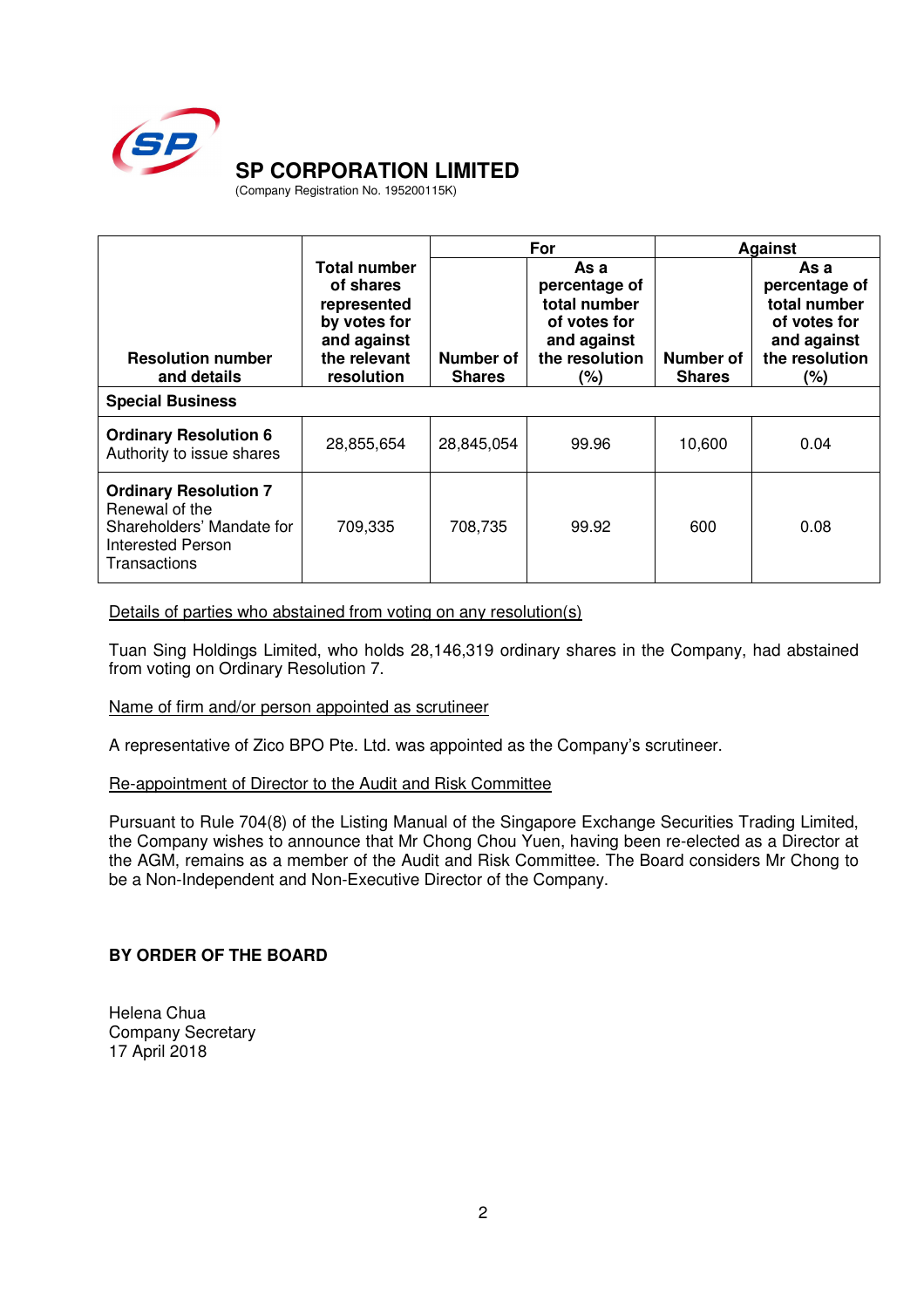**SP CORPORATION LIMITED**
(Company Registration No. 195200115K)

| Resolution number and details | Total number of shares represented by votes for and against the relevant resolution | For | | Against | |
|---|---|---|---|---|---|
| | | Number of Shares | As a percentage of total number of votes for and against the resolution (%) | Number of Shares | As a percentage of total number of votes for and against the resolution (%) |
| **Special Business** | | | | | |
| **Ordinary Resolution 6** Authority to issue shares | 28,855,654 | 28,845,054 | 99.96 | 10,600 | 0.04 |
| **Ordinary Resolution 7** Renewal of the Shareholders' Mandate for Interested Person Transactions | 709,335 | 708,735 | 99.92 | 600 | 0.08 |

Details of parties who abstained from voting on any resolution(s)

Tuan Sing Holdings Limited, who holds 28,146,319 ordinary shares in the Company, had abstained from voting on Ordinary Resolution 7.

Name of firm and/or person appointed as scrutineer

A representative of Zico BPO Pte. Ltd. was appointed as the Company's scrutineer.

Re-appointment of Director to the Audit and Risk Committee

Pursuant to Rule 704(8) of the Listing Manual of the Singapore Exchange Securities Trading Limited, the Company wishes to announce that Mr Chong Chou Yuen, having been re-elected as a Director at the AGM, remains as a member of the Audit and Risk Committee. The Board considers Mr Chong to be a Non-Independent and Non-Executive Director of the Company.

**BY ORDER OF THE BOARD**

Helena Chua
Company Secretary
17 April 2018